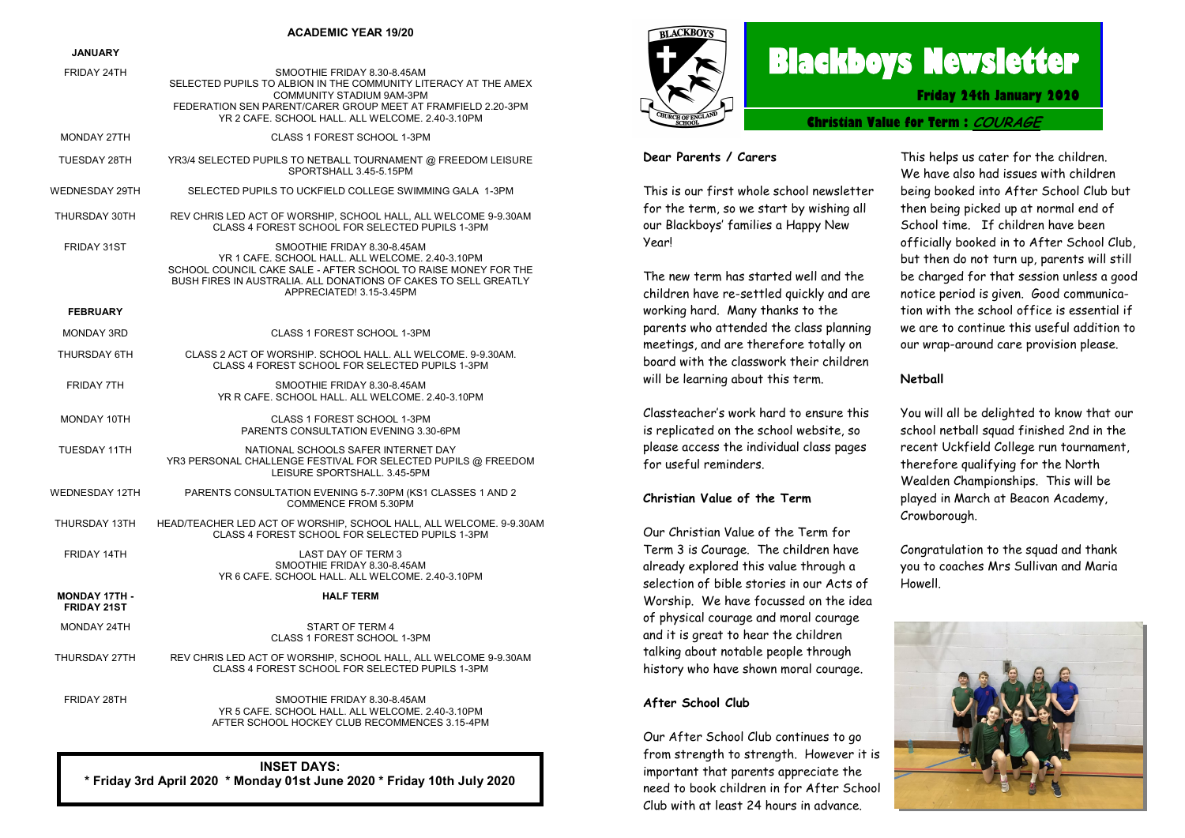# ACADEMIC YEAR 19/20

| Date | Event |
|---|---|
| **JANUARY** | |
| FRIDAY 24TH | SMOOTHIE FRIDAY 8.30-8.45AM<br>SELECTED PUPILS TO ALBION IN THE COMMUNITY LITERACY AT THE AMEX COMMUNITY STADIUM 9AM-3PM<br>FEDERATION SEN PARENT/CARER GROUP MEET AT FRAMFIELD 2.20-3PM<br>YR 2 CAFE. SCHOOL HALL. ALL WELCOME. 2.40-3.10PM |
| MONDAY 27TH | CLASS 1 FOREST SCHOOL 1-3PM |
| TUESDAY 28TH | YR3/4 SELECTED PUPILS TO NETBALL TOURNAMENT @ FREEDOM LEISURE SPORTSHALL 3.45-5.15PM |
| WEDNESDAY 29TH | SELECTED PUPILS TO UCKFIELD COLLEGE SWIMMING GALA 1-3PM |
| THURSDAY 30TH | REV CHRIS LED ACT OF WORSHIP, SCHOOL HALL, ALL WELCOME 9-9.30AM<br>CLASS 4 FOREST SCHOOL FOR SELECTED PUPILS 1-3PM |
| FRIDAY 31ST | SMOOTHIE FRIDAY 8.30-8.45AM<br>YR 1 CAFE. SCHOOL HALL. ALL WELCOME. 2.40-3.10PM<br>SCHOOL COUNCIL CAKE SALE - AFTER SCHOOL TO RAISE MONEY FOR THE BUSH FIRES IN AUSTRALIA. ALL DONATIONS OF CAKES TO SELL GREATLY APPRECIATED! 3.15-3.45PM |
| **FEBRUARY** | |
| MONDAY 3RD | CLASS 1 FOREST SCHOOL 1-3PM |
| THURSDAY 6TH | CLASS 2 ACT OF WORSHIP. SCHOOL HALL. ALL WELCOME. 9-9.30AM.<br>CLASS 4 FOREST SCHOOL FOR SELECTED PUPILS 1-3PM |
| FRIDAY 7TH | SMOOTHIE FRIDAY 8.30-8.45AM<br>YR R CAFE. SCHOOL HALL. ALL WELCOME. 2.40-3.10PM |
| MONDAY 10TH | CLASS 1 FOREST SCHOOL 1-3PM<br>PARENTS CONSULTATION EVENING 3.30-6PM |
| TUESDAY 11TH | NATIONAL SCHOOLS SAFER INTERNET DAY<br>YR3 PERSONAL CHALLENGE FESTIVAL FOR SELECTED PUPILS @ FREEDOM LEISURE SPORTSHALL. 3.45-5PM |
| WEDNESDAY 12TH | PARENTS CONSULTATION EVENING 5-7.30PM (KS1 CLASSES 1 AND 2 COMMENCE FROM 5.30PM |
| THURSDAY 13TH | HEAD/TEACHER LED ACT OF WORSHIP, SCHOOL HALL, ALL WELCOME. 9-9.30AM<br>CLASS 4 FOREST SCHOOL FOR SELECTED PUPILS 1-3PM |
| FRIDAY 14TH | LAST DAY OF TERM 3<br>SMOOTHIE FRIDAY 8.30-8.45AM<br>YR 6 CAFE. SCHOOL HALL. ALL WELCOME. 2.40-3.10PM |
| **MONDAY 17TH - FRIDAY 21ST** | **HALF TERM** |
| MONDAY 24TH | START OF TERM 4<br>CLASS 1 FOREST SCHOOL 1-3PM |
| THURSDAY 27TH | REV CHRIS LED ACT OF WORSHIP, SCHOOL HALL, ALL WELCOME 9-9.30AM<br>CLASS 4 FOREST SCHOOL FOR SELECTED PUPILS 1-3PM |
| FRIDAY 28TH | SMOOTHIE FRIDAY 8.30-8.45AM<br>YR 5 CAFE. SCHOOL HALL. ALL WELCOME. 2.40-3.10PM<br>AFTER SCHOOL HOCKEY CLUB RECOMMENCES 3.15-4PM |

**INSET DAYS:**
**\* Friday 3rd April 2020 \* Monday 01st June 2020 \* Friday 10th July 2020**

# Blackboys Newsletter

**Friday 24th January 2020**

**Christian Value for Term : *COURAGE***

**Dear Parents / Carers**

This is our first whole school newsletter for the term, so we start by wishing all our Blackboys' families a Happy New Year!

The new term has started well and the children have re-settled quickly and are working hard. Many thanks to the parents who attended the class planning meetings, and are therefore totally on board with the classwork their children will be learning about this term.

Classteacher's work hard to ensure this is replicated on the school website, so please access the individual class pages for useful reminders.

## Christian Value of the Term

Our Christian Value of the Term for Term 3 is Courage. The children have already explored this value through a selection of bible stories in our Acts of Worship. We have focussed on the idea of physical courage and moral courage and it is great to hear the children talking about notable people through history who have shown moral courage.

## After School Club

Our After School Club continues to go from strength to strength. However it is important that parents appreciate the need to book children in for After School Club with at least 24 hours in advance. This helps us cater for the children. We have also had issues with children being booked into After School Club but then being picked up at normal end of School time. If children have been officially booked in to After School Club, but then do not turn up, parents will still be charged for that session unless a good notice period is given. Good communication with the school office is essential if we are to continue this useful addition to our wrap-around care provision please.

## Netball

You will all be delighted to know that our school netball squad finished 2nd in the recent Uckfield College run tournament, therefore qualifying for the North Wealden Championships. This will be played in March at Beacon Academy, Crowborough.

Congratulation to the squad and thank you to coaches Mrs Sullivan and Maria Howell.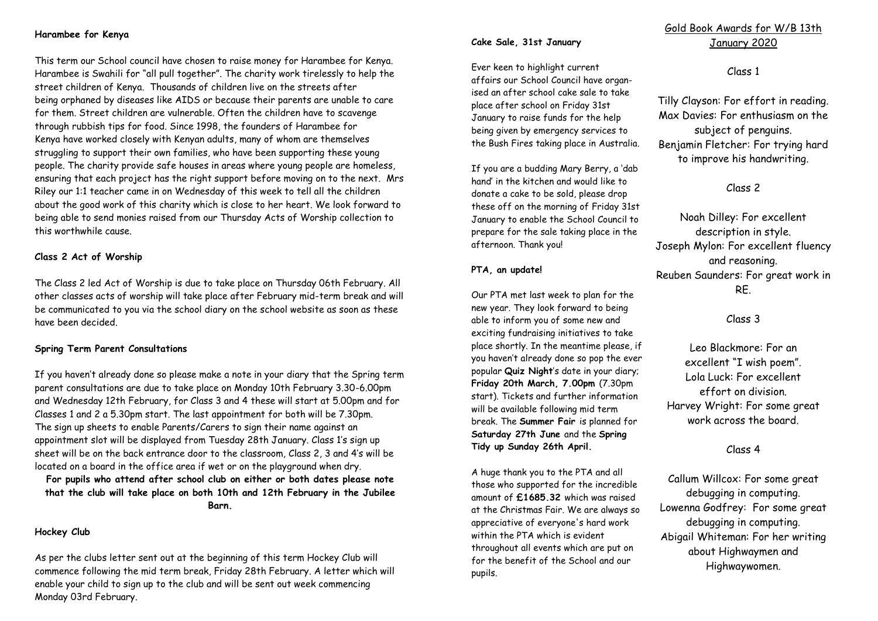**Harambee for Kenya**

This term our School council have chosen to raise money for Harambee for Kenya. Harambee is Swahili for "all pull together". The charity work tirelessly to help the street children of Kenya. Thousands of children live on the streets after being orphaned by diseases like AIDS or because their parents are unable to care for them. Street children are vulnerable. Often the children have to scavenge through rubbish tips for food. Since 1998, the founders of Harambee for Kenya have worked closely with Kenyan adults, many of whom are themselves struggling to support their own families, who have been supporting these young people. The charity provide safe houses in areas where young people are homeless, ensuring that each project has the right support before moving on to the next. Mrs Riley our 1:1 teacher came in on Wednesday of this week to tell all the children about the good work of this charity which is close to her heart. We look forward to being able to send monies raised from our Thursday Acts of Worship collection to this worthwhile cause.

**Class 2 Act of Worship**

The Class 2 led Act of Worship is due to take place on Thursday 06th February. All other classes acts of worship will take place after February mid-term break and will be communicated to you via the school diary on the school website as soon as these have been decided.

**Spring Term Parent Consultations**

If you haven't already done so please make a note in your diary that the Spring term parent consultations are due to take place on Monday 10th February 3.30-6.00pm and Wednesday 12th February, for Class 3 and 4 these will start at 5.00pm and for Classes 1 and 2 a 5.30pm start. The last appointment for both will be 7.30pm. The sign up sheets to enable Parents/Carers to sign their name against an appointment slot will be displayed from Tuesday 28th January. Class 1's sign up sheet will be on the back entrance door to the classroom, Class 2, 3 and 4's will be located on a board in the office area if wet or on the playground when dry.

**For pupils who attend after school club on either or both dates please note that the club will take place on both 10th and 12th February in the Jubilee Barn.**

**Hockey Club**

As per the clubs letter sent out at the beginning of this term Hockey Club will commence following the mid term break, Friday 28th February. A letter which will enable your child to sign up to the club and will be sent out week commencing Monday 03rd February.

**Cake Sale, 31st January**

Ever keen to highlight current affairs our School Council have organised an after school cake sale to take place after school on Friday 31st January to raise funds for the help being given by emergency services to the Bush Fires taking place in Australia.

If you are a budding Mary Berry, a 'dab hand' in the kitchen and would like to donate a cake to be sold, please drop these off on the morning of Friday 31st January to enable the School Council to prepare for the sale taking place in the afternoon. Thank you!

**PTA, an update!**

Our PTA met last week to plan for the new year. They look forward to being able to inform you of some new and exciting fundraising initiatives to take place shortly. In the meantime please, if you haven't already done so pop the ever popular **Quiz Night**'s date in your diary; **Friday 20th March, 7.00pm** (7.30pm start). Tickets and further information will be available following mid term break. The **Summer Fair** is planned for **Saturday 27th June** and the **Spring Tidy up Sunday 26th April.**

A huge thank you to the PTA and all those who supported for the incredible amount of **£1685.32** which was raised at the Christmas Fair. We are always so appreciative of everyone's hard work within the PTA which is evident throughout all events which are put on for the benefit of the School and our pupils.

## Gold Book Awards for W/B 13th January 2020

### Class 1

Tilly Clayson: For effort in reading.
Max Davies: For enthusiasm on the subject of penguins.
Benjamin Fletcher: For trying hard to improve his handwriting.

### Class 2

Noah Dilley: For excellent description in style.
Joseph Mylon: For excellent fluency and reasoning.
Reuben Saunders: For great work in RE.

### Class 3

Leo Blackmore: For an excellent "I wish poem".
Lola Luck: For excellent effort on division.
Harvey Wright: For some great work across the board.

### Class 4

Callum Willcox: For some great debugging in computing.
Lowenna Godfrey: For some great debugging in computing.
Abigail Whiteman: For her writing about Highwaymen and Highwaywomen.